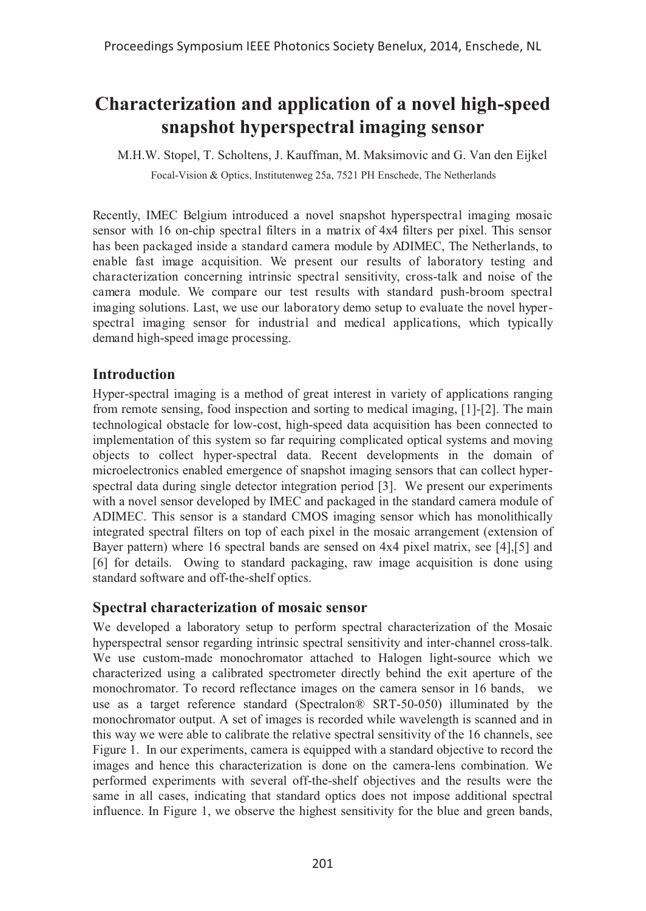# Characterization and application of a novel high-speed snapshot hyperspectral imaging sensor

M.H.W. Stopel, T. Scholtens, J. Kauffman, M. Maksimovic and G. Van den Eijkel

Focal-Vision & Optics, Institutenweg 25a, 7521 PH Enschede, The Netherlands

Recently, IMEC Belgium introduced a novel snapshot hyperspectral imaging mosaic sensor with 16 on-chip spectral filters in a matrix of 4x4 filters per pixel. This sensor has been packaged inside a standard camera module by ADIMEC, The Netherlands, to enable fast image acquisition. We present our results of laboratory testing and characterization concerning intrinsic spectral sensitivity, cross-talk and noise of the camera module. We compare our test results with standard push-broom spectral imaging solutions. Last, we use our laboratory demo setup to evaluate the novel hyper-spectral imaging sensor for industrial and medical applications, which typically demand high-speed image processing.

## Introduction

Hyper-spectral imaging is a method of great interest in variety of applications ranging from remote sensing, food inspection and sorting to medical imaging, [1]-[2]. The main technological obstacle for low-cost, high-speed data acquisition has been connected to implementation of this system so far requiring complicated optical systems and moving objects to collect hyper-spectral data. Recent developments in the domain of microelectronics enabled emergence of snapshot imaging sensors that can collect hyper-spectral data during single detector integration period [3]. We present our experiments with a novel sensor developed by IMEC and packaged in the standard camera module of ADIMEC. This sensor is a standard CMOS imaging sensor which has monolithically integrated spectral filters on top of each pixel in the mosaic arrangement (extension of Bayer pattern) where 16 spectral bands are sensed on 4x4 pixel matrix, see [4],[5] and [6] for details. Owing to standard packaging, raw image acquisition is done using standard software and off-the-shelf optics.

## Spectral characterization of mosaic sensor

We developed a laboratory setup to perform spectral characterization of the Mosaic hyperspectral sensor regarding intrinsic spectral sensitivity and inter-channel cross-talk. We use custom-made monochromator attached to Halogen light-source which we characterized using a calibrated spectrometer directly behind the exit aperture of the monochromator. To record reflectance images on the camera sensor in 16 bands, we use as a target reference standard (Spectralon® SRT-50-050) illuminated by the monochromator output. A set of images is recorded while wavelength is scanned and in this way we were able to calibrate the relative spectral sensitivity of the 16 channels, see Figure 1. In our experiments, camera is equipped with a standard objective to record the images and hence this characterization is done on the camera-lens combination. We performed experiments with several off-the-shelf objectives and the results were the same in all cases, indicating that standard optics does not impose additional spectral influence. In Figure 1, we observe the highest sensitivity for the blue and green bands,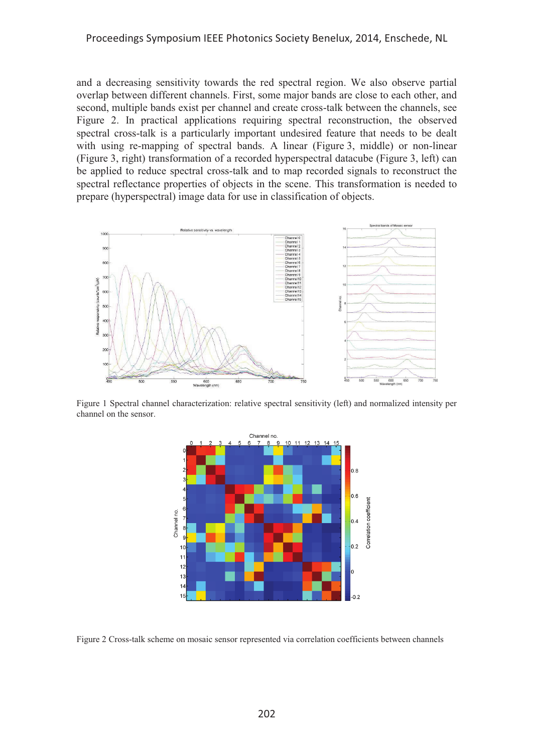and a decreasing sensitivity towards the red spectral region. We also observe partial overlap between different channels. First, some major bands are close to each other, and second, multiple bands exist per channel and create cross-talk between the channels, see Figure 2. In practical applications requiring spectral reconstruction, the observed spectral cross-talk is a particularly important undesired feature that needs to be dealt with using re-mapping of spectral bands. A linear (Figure 3, middle) or non-linear (Figure 3, right) transformation of a recorded hyperspectral datacube (Figure 3, left) can be applied to reduce spectral cross-talk and to map recorded signals to reconstruct the spectral reflectance properties of objects in the scene. This transformation is needed to prepare (hyperspectral) image data for use in classification of objects.

Figure 1 Spectral channel characterization: relative spectral sensitivity (left) and normalized intensity per channel on the sensor.

Figure 2 Cross-talk scheme on mosaic sensor represented via correlation coefficients between channels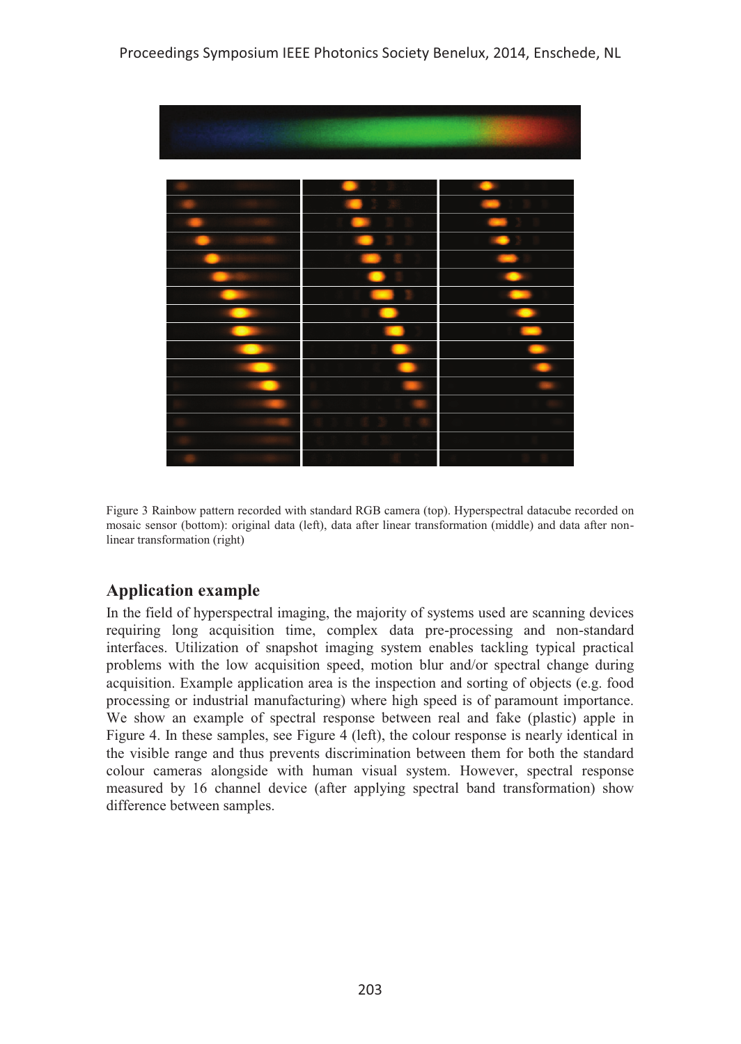Figure 3 Rainbow pattern recorded with standard RGB camera (top). Hyperspectral datacube recorded on mosaic sensor (bottom): original data (left), data after linear transformation (middle) and data after non-linear transformation (right)

## Application example

In the field of hyperspectral imaging, the majority of systems used are scanning devices requiring long acquisition time, complex data pre-processing and non-standard interfaces. Utilization of snapshot imaging system enables tackling typical practical problems with the low acquisition speed, motion blur and/or spectral change during acquisition. Example application area is the inspection and sorting of objects (e.g. food processing or industrial manufacturing) where high speed is of paramount importance. We show an example of spectral response between real and fake (plastic) apple in Figure 4. In these samples, see Figure 4 (left), the colour response is nearly identical in the visible range and thus prevents discrimination between them for both the standard colour cameras alongside with human visual system. However, spectral response measured by 16 channel device (after applying spectral band transformation) show difference between samples.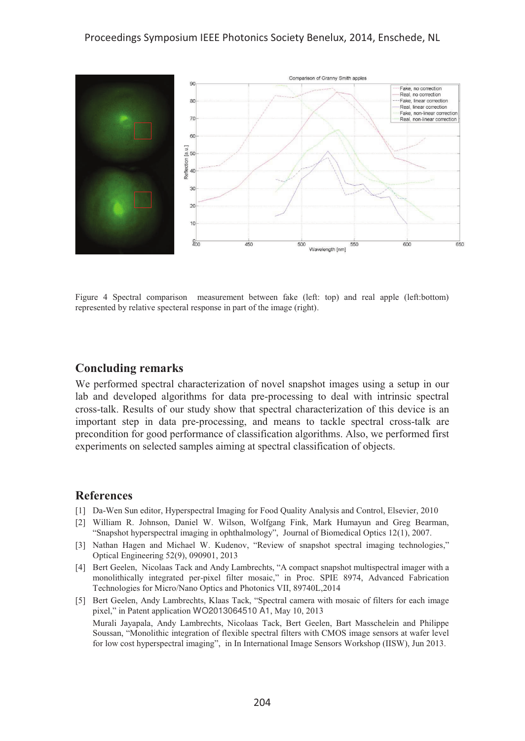Comparison of Granny Smith apples

Fake, no correction
Real, no correction
Fake, linear correction
Real, linear correction
Fake, non-linear correction
Real, non-linear correction

Reflection [a.u.]

0
10
20
30
40
50
60
70
80
90

400
450
500
550
600
650

Wavelength [nm]

Figure 4 Spectral comparison measurement between fake (left: top) and real apple (left:bottom) represented by relative specteral response in part of the image (right).

## Concluding remarks

We performed spectral characterization of novel snapshot images using a setup in our lab and developed algorithms for data pre-processing to deal with intrinsic spectral cross-talk. Results of our study show that spectral characterization of this device is an important step in data pre-processing, and means to tackle spectral cross-talk are precondition for good performance of classification algorithms. Also, we performed first experiments on selected samples aiming at spectral classification of objects.

## References

[1] Da-Wen Sun editor, Hyperspectral Imaging for Food Quality Analysis and Control, Elsevier, 2010

[2] William R. Johnson, Daniel W. Wilson, Wolfgang Fink, Mark Humayun and Greg Bearman, "Snapshot hyperspectral imaging in ophthalmology", Journal of Biomedical Optics 12(1), 2007.

[3] Nathan Hagen and Michael W. Kudenov, "Review of snapshot spectral imaging technologies," Optical Engineering 52(9), 090901, 2013

[4] Bert Geelen, Nicolaas Tack and Andy Lambrechts, "A compact snapshot multispectral imager with a monolithically integrated per-pixel filter mosaic," in Proc. SPIE 8974, Advanced Fabrication Technologies for Micro/Nano Optics and Photonics VII, 89740L,2014

[5] Bert Geelen, Andy Lambrechts, Klaas Tack, "Spectral camera with mosaic of filters for each image pixel," in Patent application WO2013064510 A1, May 10, 2013

Murali Jayapala, Andy Lambrechts, Nicolaas Tack, Bert Geelen, Bart Masschelein and Philippe Soussan, "Monolithic integration of flexible spectral filters with CMOS image sensors at wafer level for low cost hyperspectral imaging", in In International Image Sensors Workshop (IISW), Jun 2013.